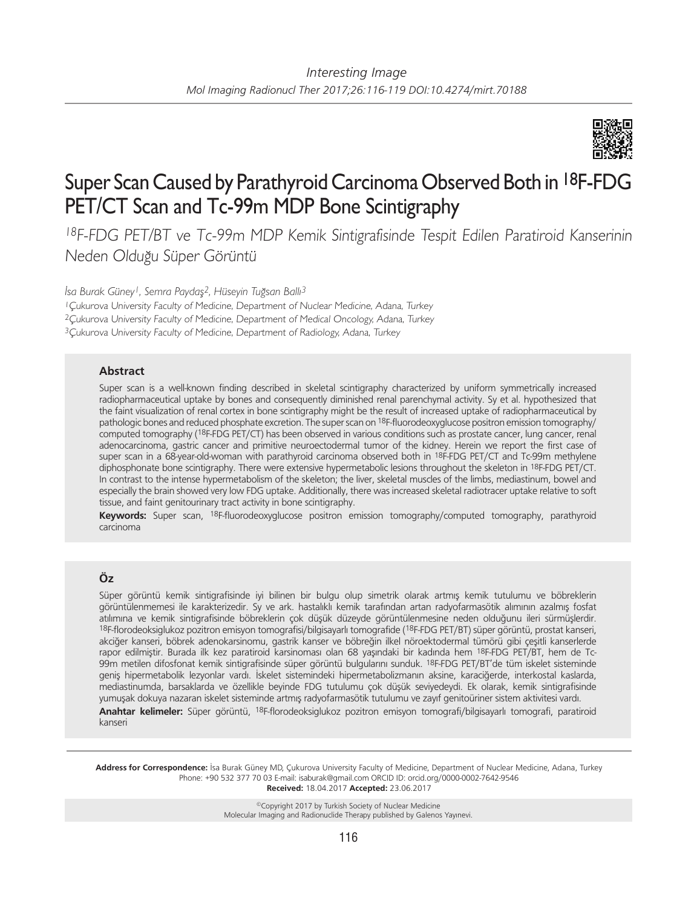Interesting Image

# Super Scan Caused by Parathyroid Carcinoma Observed Both in $^{18}$F-FDG PET/CT Scan and Tc-99m MDP Bone Scintigraphy

*$^{18}$F-FDG PET/BT ve Tc-99m MDP Kemik Sintigrafisinde Tespit Edilen Paratiroid Kanserinin Neden Olduğu Süper Görüntü*

*İsa Burak Güney[1], Semra Paydaş[2], Hüseyin Tuğsan Ballı[3]*

*[1]Çukurova University Faculty of Medicine, Department of Nuclear Medicine, Adana, Turkey*
*[2]Çukurova University Faculty of Medicine, Department of Medical Oncology, Adana, Turkey*
*[3]Çukurova University Faculty of Medicine, Department of Radiology, Adana, Turkey*

### Abstract

Super scan is a well-known finding described in skeletal scintigraphy characterized by uniform symmetrically increased radiopharmaceutical uptake by bones and consequently diminished renal parenchymal activity. Sy et al. hypothesized that the faint visualization of renal cortex in bone scintigraphy might be the result of increased uptake of radiopharmaceutical by pathologic bones and reduced phosphate excretion. The super scan on $^{18}$F-fluorodeoxyglucose positron emission tomography/computed tomography ($^{18}$F-FDG PET/CT) has been observed in various conditions such as prostate cancer, lung cancer, renal adenocarcinoma, gastric cancer and primitive neuroectodermal tumor of the kidney. Herein we report the first case of super scan in a 68-year-old-woman with parathyroid carcinoma observed both in $^{18}$F-FDG PET/CT and Tc-99m methylene diphosphonate bone scintigraphy. There were extensive hypermetabolic lesions throughout the skeleton in $^{18}$F-FDG PET/CT. In contrast to the intense hypermetabolism of the skeleton; the liver, skeletal muscles of the limbs, mediastinum, bowel and especially the brain showed very low FDG uptake. Additionally, there was increased skeletal radiotracer uptake relative to soft tissue, and faint genitourinary tract activity in bone scintigraphy.

**Keywords:** Super scan, $^{18}$F-fluorodeoxyglucose positron emission tomography/computed tomography, parathyroid carcinoma

### Öz

Süper görüntü kemik sintigrafisinde iyi bilinen bir bulgu olup simetrik olarak artmış kemik tutulumu ve böbreklerin görüntülenmemesi ile karakterizedir. Sy ve ark. hastalıklı kemik tarafından artan radyofarmasötik alımının azalmış fosfat atılımına ve kemik sintigrafisinde böbreklerin çok düşük düzeyde görüntülenmesine neden olduğunu ileri sürmüşlerdir. $^{18}$F-florodeoksiglukoz pozitron emisyon tomografisi/bilgisayarlı tomografide ($^{18}$F-FDG PET/BT) süper görüntü, prostat kanseri, akciğer kanseri, böbrek adenokarsinomu, gastrik kanser ve böbreğin ilkel nöroektodermal tümörü gibi çeşitli kanserlerde rapor edilmiştir. Burada ilk kez paratiroid karsinoması olan 68 yaşındaki bir kadında hem $^{18}$F-FDG PET/BT, hem de Tc-99m metilen difosfonat kemik sintigrafisinde süper görüntü bulgularını sunduk. $^{18}$F-FDG PET/BT'de tüm iskelet sisteminde geniş hipermetabolik lezyonlar vardı. İskelet sistemindeki hipermetabolizmanın aksine, karaciğerde, interkostal kaslarda, mediastinumda, barsaklarda ve özellikle beyinde FDG tutulumu çok düşük seviyedeydi. Ek olarak, kemik sintigrafisinde yumuşak dokuya nazaran iskelet sisteminde artmış radyofarmasötik tutulumu ve zayıf genitoüriner sistem aktivitesi vardı.

**Anahtar kelimeler:** Süper görüntü, $^{18}$F-florodeoksiglukoz pozitron emisyon tomografi/bilgisayarlı tomografi, paratiroid kanseri

**Address for Correspondence:** İsa Burak Güney MD, Çukurova University Faculty of Medicine, Department of Nuclear Medicine, Adana, Turkey
Phone: +90 532 377 70 03 E-mail: isaburak@gmail.com ORCID ID: orcid.org/0000-0002-7642-9546
**Received:** 18.04.2017 **Accepted:** 23.06.2017

©Copyright 2017 by Turkish Society of Nuclear Medicine
Molecular Imaging and Radionuclide Therapy published by Galenos Yayınevi.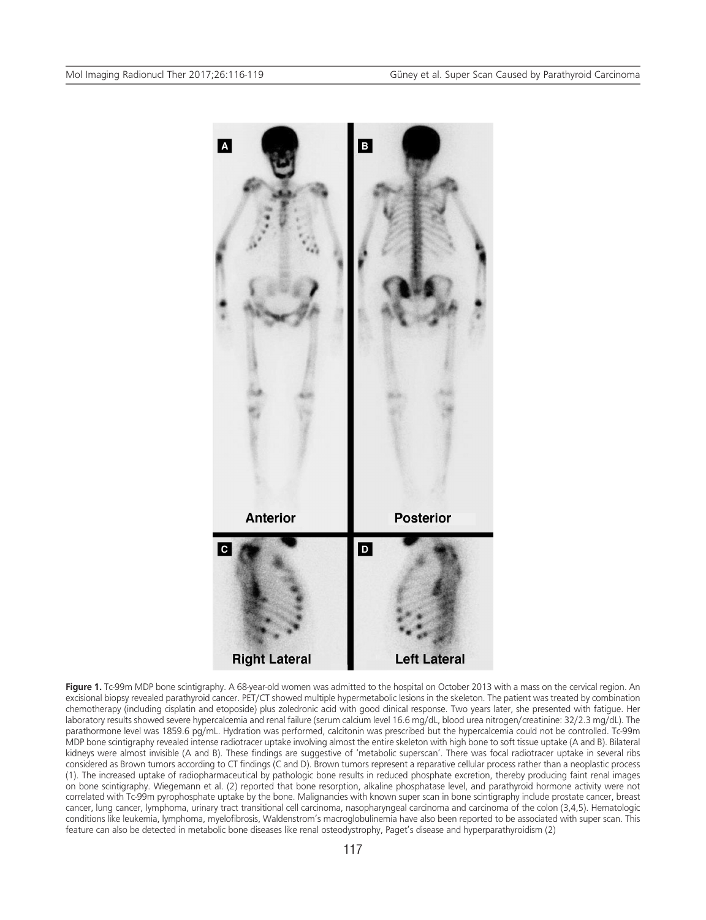**Figure 1.** Tc-99m MDP bone scintigraphy. A 68-year-old women was admitted to the hospital on October 2013 with a mass on the cervical region. An excisional biopsy revealed parathyroid cancer. PET/CT showed multiple hypermetabolic lesions in the skeleton. The patient was treated by combination chemotherapy (including cisplatin and etoposide) plus zoledronic acid with good clinical response. Two years later, she presented with fatigue. Her laboratory results showed severe hypercalcemia and renal failure (serum calcium level 16.6 mg/dL, blood urea nitrogen/creatinine: 32/2.3 mg/dL). The parathormone level was 1859.6 pg/mL. Hydration was performed, calcitonin was prescribed but the hypercalcemia could not be controlled. Tc-99m MDP bone scintigraphy revealed intense radiotracer uptake involving almost the entire skeleton with high bone to soft tissue uptake (A and B). Bilateral kidneys were almost invisible (A and B). These findings are suggestive of 'metabolic superscan'. There was focal radiotracer uptake in several ribs considered as Brown tumors according to CT findings (C and D). Brown tumors represent a reparative cellular process rather than a neoplastic process (1). The increased uptake of radiopharmaceutical by pathologic bone results in reduced phosphate excretion, thereby producing faint renal images on bone scintigraphy. Wiegemann et al. (2) reported that bone resorption, alkaline phosphatase level, and parathyroid hormone activity were not correlated with Tc-99m pyrophosphate uptake by the bone. Malignancies with known super scan in bone scintigraphy include prostate cancer, breast cancer, lung cancer, lymphoma, urinary tract transitional cell carcinoma, nasopharyngeal carcinoma and carcinoma of the colon (3,4,5). Hematologic conditions like leukemia, lymphoma, myelofibrosis, Waldenstrom's macroglobulinemia have also been reported to be associated with super scan. This feature can also be detected in metabolic bone diseases like renal osteodystrophy, Paget's disease and hyperparathyroidism (2)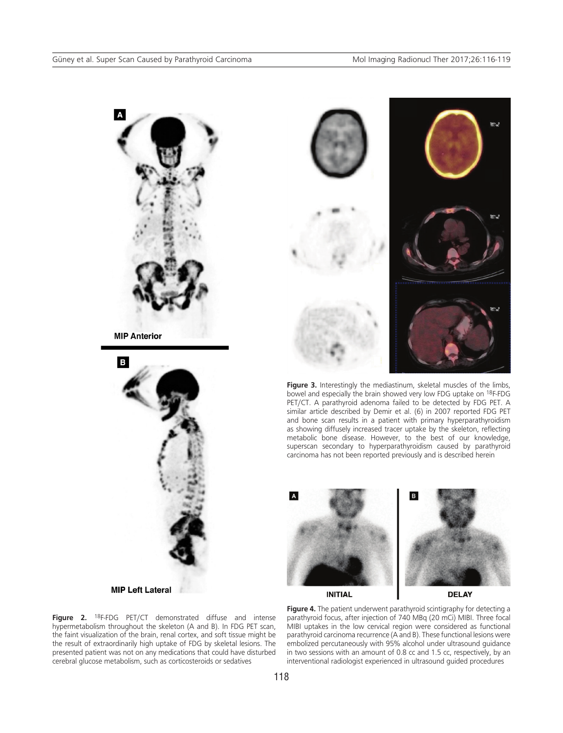**Figure 2.** $^{18}$F-FDG PET/CT demonstrated diffuse and intense hypermetabolism throughout the skeleton (A and B). In FDG PET scan, the faint visualization of the brain, renal cortex, and soft tissue might be the result of extraordinarily high uptake of FDG by skeletal lesions. The presented patient was not on any medications that could have disturbed cerebral glucose metabolism, such as corticosteroids or sedatives

**Figure 3.** Interestingly the mediastinum, skeletal muscles of the limbs, bowel and especially the brain showed very low FDG uptake on $^{18}$F-FDG PET/CT. A parathyroid adenoma failed to be detected by FDG PET. A similar article described by Demir et al. (6) in 2007 reported FDG PET and bone scan results in a patient with primary hyperparathyroidism as showing diffusely increased tracer uptake by the skeleton, reflecting metabolic bone disease. However, to the best of our knowledge, superscan secondary to hyperparathyroidism caused by parathyroid carcinoma has not been reported previously and is described herein

**Figure 4.** The patient underwent parathyroid scintigraphy for detecting a parathyroid focus, after injection of 740 MBq (20 mCi) MIBI. Three focal MIBI uptakes in the low cervical region were considered as functional parathyroid carcinoma recurrence (A and B). These functional lesions were embolized percutaneously with 95% alcohol under ultrasound guidance in two sessions with an amount of 0.8 cc and 1.5 cc, respectively, by an interventional radiologist experienced in ultrasound guided procedures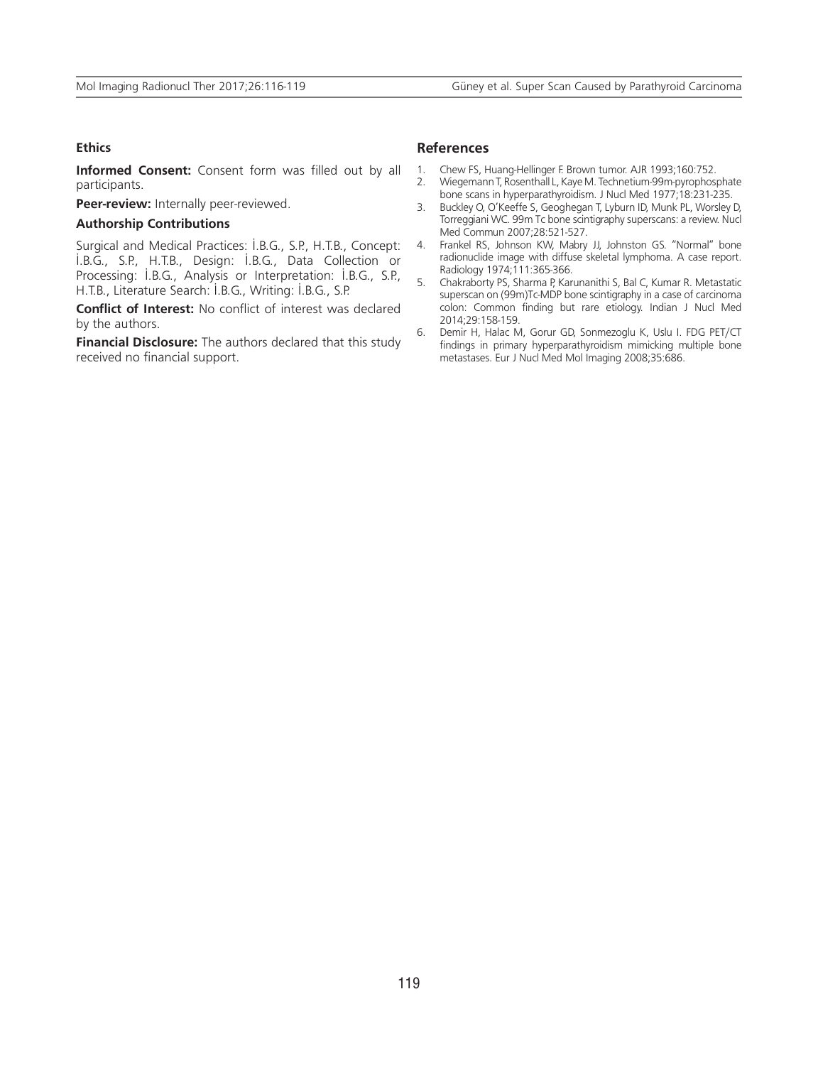### Ethics

**Informed Consent:** Consent form was filled out by all participants.

**Peer-review:** Internally peer-reviewed.

### Authorship Contributions

Surgical and Medical Practices: İ.B.G., S.P., H.T.B., Concept: İ.B.G., S.P., H.T.B., Design: İ.B.G., Data Collection or Processing: İ.B.G., Analysis or Interpretation: İ.B.G., S.P., H.T.B., Literature Search: İ.B.G., Writing: İ.B.G., S.P.

**Conflict of Interest:** No conflict of interest was declared by the authors.

**Financial Disclosure:** The authors declared that this study received no financial support.

## References

1. Chew FS, Huang-Hellinger F. Brown tumor. AJR 1993;160:752.
2. Wiegemann T, Rosenthall L, Kaye M. Technetium-99m-pyrophosphate bone scans in hyperparathyroidism. J Nucl Med 1977;18:231-235.
3. Buckley O, O'Keeffe S, Geoghegan T, Lyburn ID, Munk PL, Worsley D, Torreggiani WC. 99m Tc bone scintigraphy superscans: a review. Nucl Med Commun 2007;28:521-527.
4. Frankel RS, Johnson KW, Mabry JJ, Johnston GS. "Normal" bone radionuclide image with diffuse skeletal lymphoma. A case report. Radiology 1974;111:365-366.
5. Chakraborty PS, Sharma P, Karunanithi S, Bal C, Kumar R. Metastatic superscan on (99m)Tc-MDP bone scintigraphy in a case of carcinoma colon: Common finding but rare etiology. Indian J Nucl Med 2014;29:158-159.
6. Demir H, Halac M, Gorur GD, Sonmezoglu K, Uslu I. FDG PET/CT findings in primary hyperparathyroidism mimicking multiple bone metastases. Eur J Nucl Med Mol Imaging 2008;35:686.